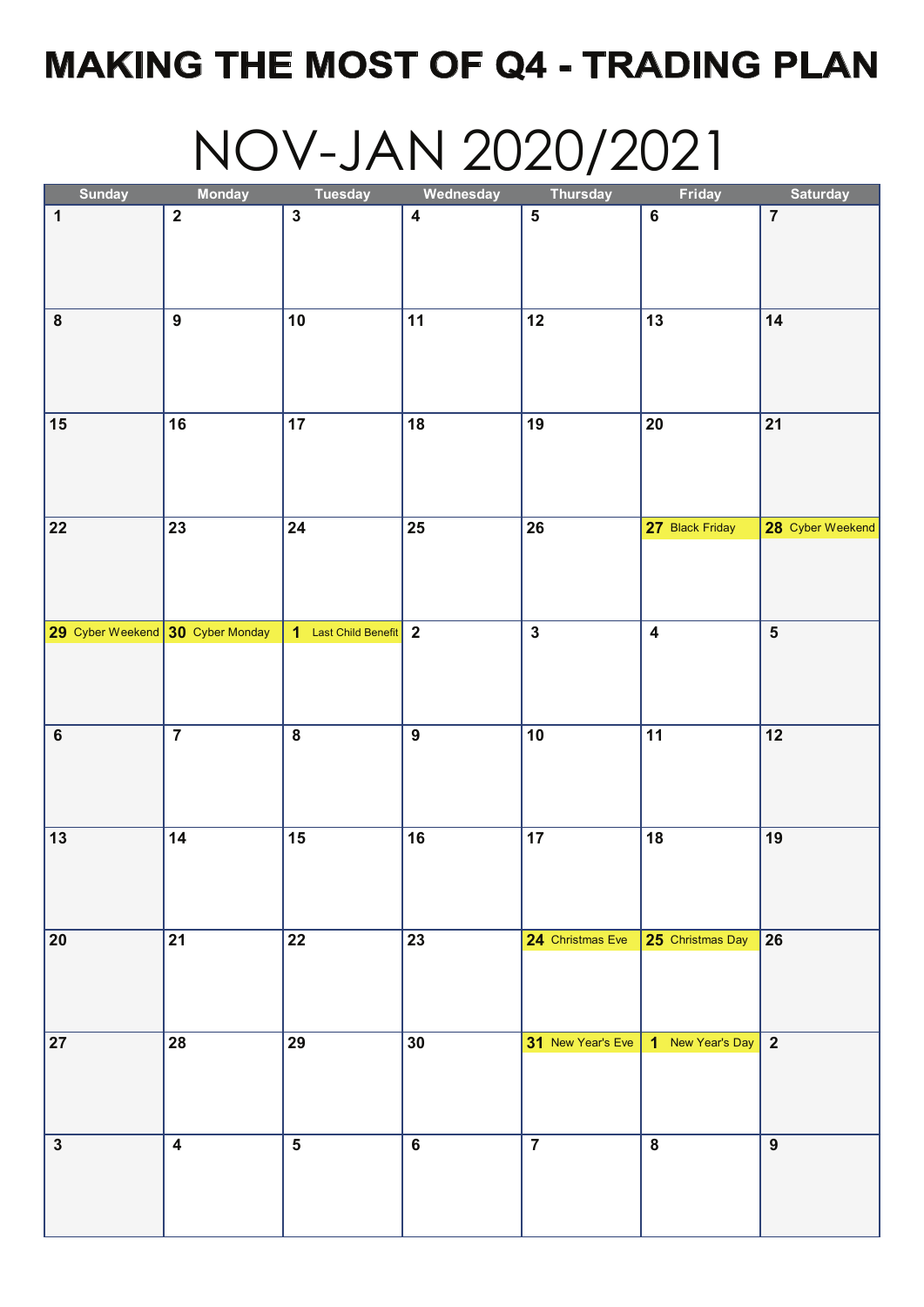# MAKING THE MOST OF Q4 - TRADING PLAN

## NOV-JAN 2020/2021

| Sunday | Monday | Tuesday | Wednesday | Thursday | Friday | Saturday |
|---|---|---|---|---|---|---|
| 1 | 2 | 3 | 4 | 5 | 6 | 7 |
| 8 | 9 | 10 | 11 | 12 | 13 | 14 |
| 15 | 16 | 17 | 18 | 19 | 20 | 21 |
| 22 | 23 | 24 | 25 | 26 | 27 Black Friday | 28 Cyber Weekend |
| 29 Cyber Weekend | 30 Cyber Monday | 1 Last Child Benefit | 2 | 3 | 4 | 5 |
| 6 | 7 | 8 | 9 | 10 | 11 | 12 |
| 13 | 14 | 15 | 16 | 17 | 18 | 19 |
| 20 | 21 | 22 | 23 | 24 Christmas Eve | 25 Christmas Day | 26 |
| 27 | 28 | 29 | 30 | 31 New Year's Eve | 1 New Year's Day | 2 |
| 3 | 4 | 5 | 6 | 7 | 8 | 9 |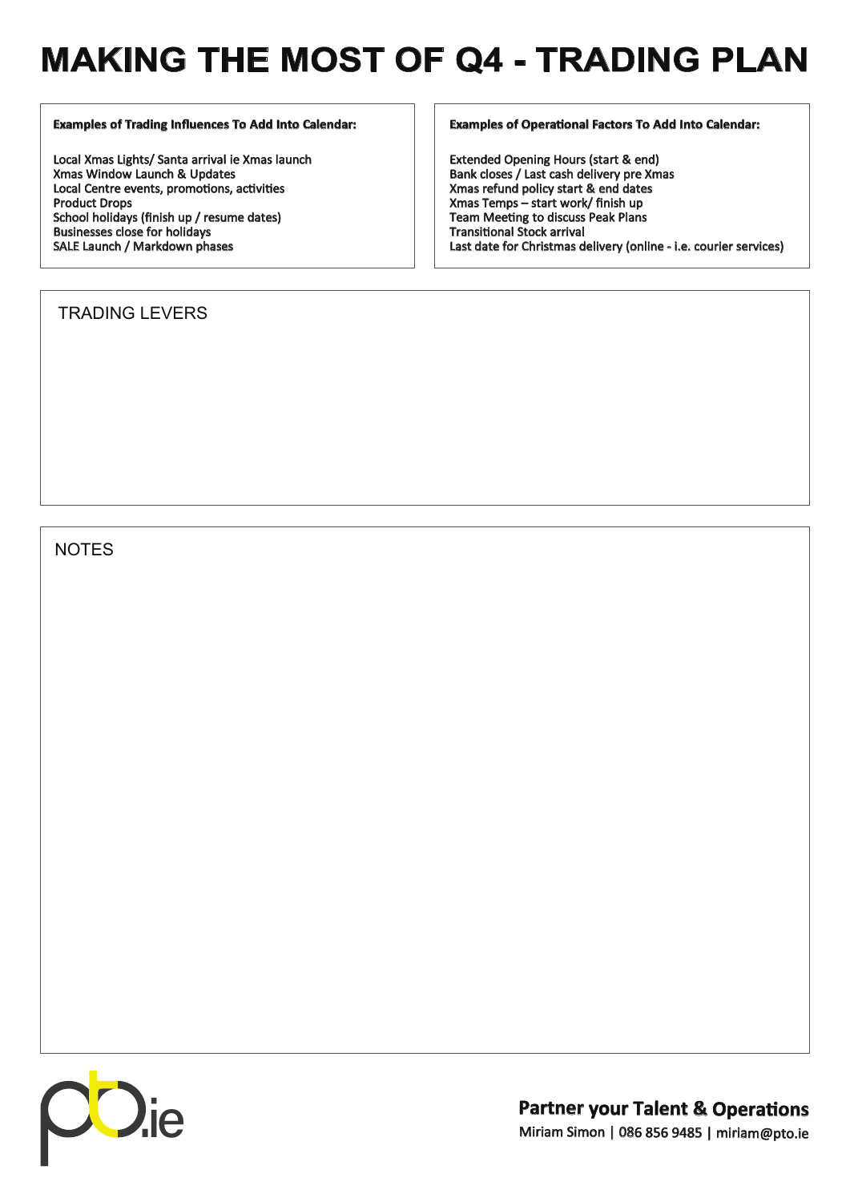# MAKING THE MOST OF Q4 - TRADING PLAN

**Examples of Trading Influences To Add Into Calendar:**

Local Xmas Lights/ Santa arrival ie Xmas launch
Xmas Window Launch & Updates
Local Centre events, promotions, activities
Product Drops
School holidays (finish up / resume dates)
Businesses close for holidays
SALE Launch / Markdown phases

**Examples of Operational Factors To Add Into Calendar:**

Extended Opening Hours (start & end)
Bank closes / Last cash delivery pre Xmas
Xmas refund policy start & end dates
Xmas Temps – start work/ finish up
Team Meeting to discuss Peak Plans
Transitional Stock arrival
Last date for Christmas delivery (online - i.e. courier services)

## TRADING LEVERS

## NOTES

**Partner your Talent & Operations**
Miriam Simon | 086 856 9485 | miriam@pto.ie